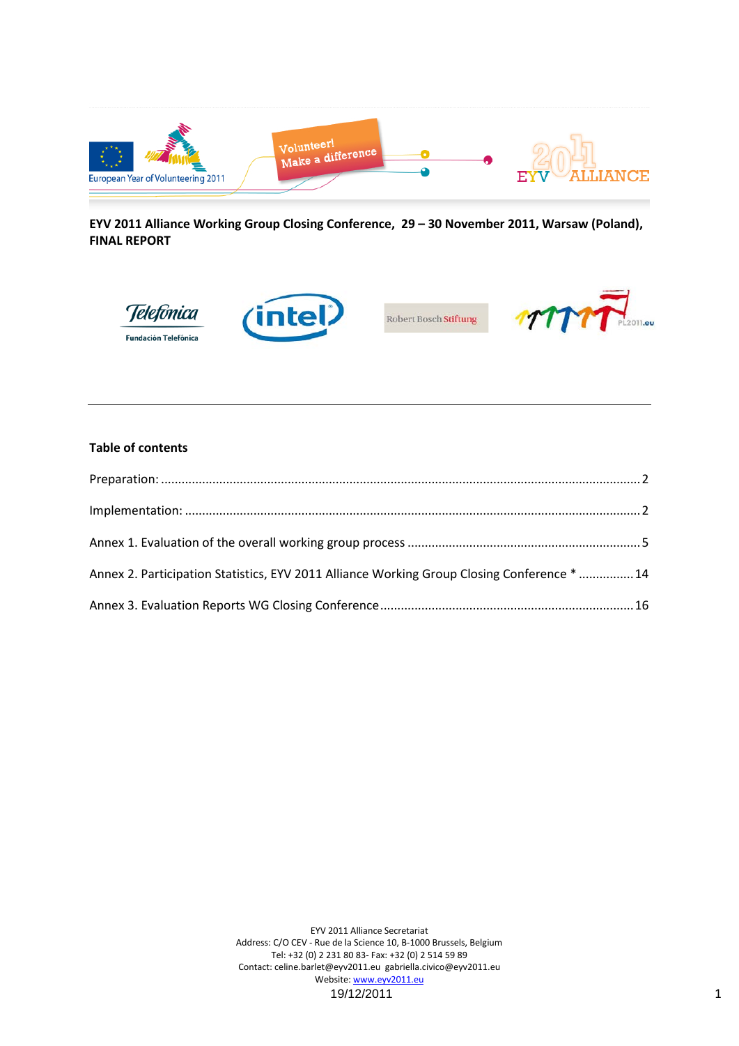**EYV 2011 Alliance Working Group Closing Conference, 29 – 30 November 2011, Warsaw (Poland), FINAL REPORT**

---

**Table of contents**

Preparation: .......................................................................................................................................... 2

Implementation: ..................................................................................................................................... 2

Annex 1. Evaluation of the overall working group process ................................................................... 5

Annex 2. Participation Statistics, EYV 2011 Alliance Working Group Closing Conference * ............... 14

Annex 3. Evaluation Reports WG Closing Conference ........................................................................ 16

EYV 2011 Alliance Secretariat
Address: C/O CEV - Rue de la Science 10, B-1000 Brussels, Belgium
Tel: +32 (0) 2 231 80 83- Fax: +32 (0) 2 514 59 89
Contact: celine.barlet@eyv2011.eu gabriella.civico@eyv2011.eu
Website: www.eyv2011.eu

19/12/2011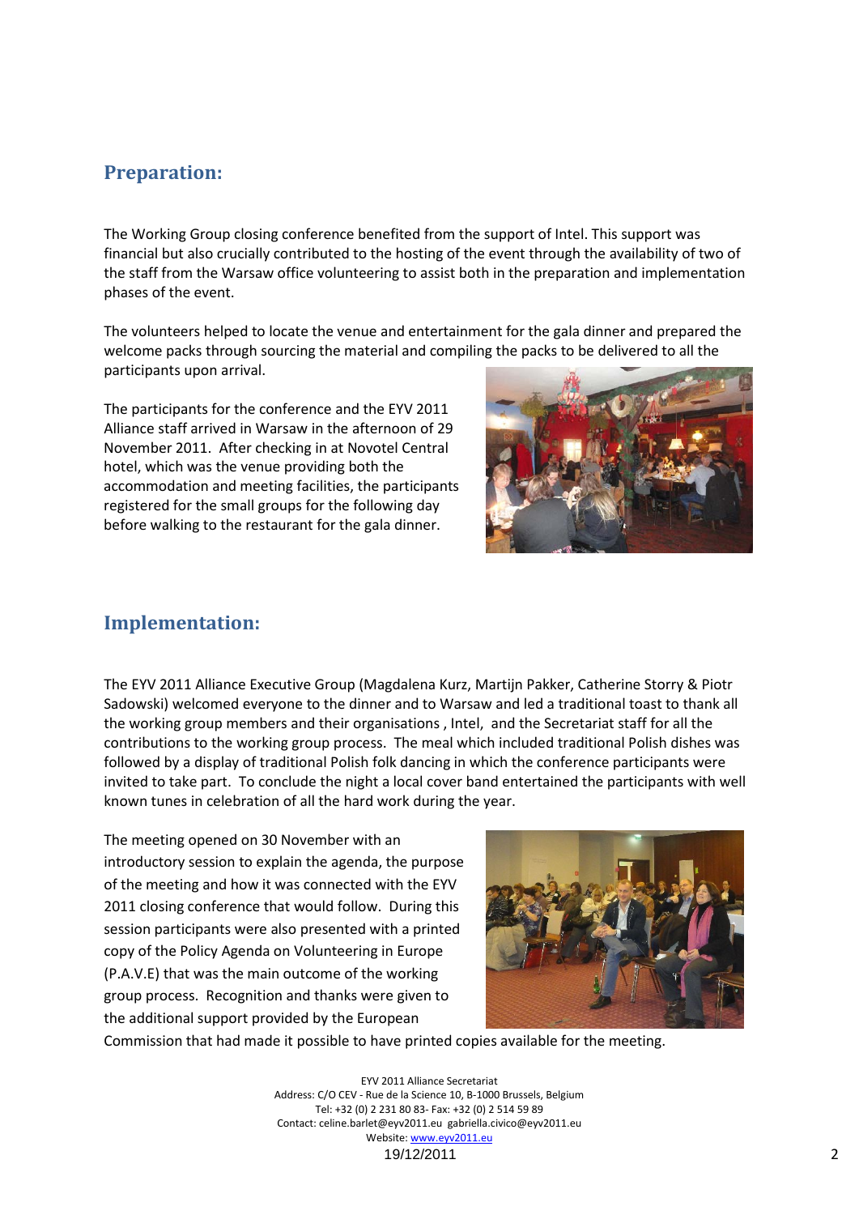## Preparation:

The Working Group closing conference benefited from the support of Intel. This support was financial but also crucially contributed to the hosting of the event through the availability of two of the staff from the Warsaw office volunteering to assist both in the preparation and implementation phases of the event.

The volunteers helped to locate the venue and entertainment for the gala dinner and prepared the welcome packs through sourcing the material and compiling the packs to be delivered to all the participants upon arrival.

The participants for the conference and the EYV 2011 Alliance staff arrived in Warsaw in the afternoon of 29 November 2011. After checking in at Novotel Central hotel, which was the venue providing both the accommodation and meeting facilities, the participants registered for the small groups for the following day before walking to the restaurant for the gala dinner.

## Implementation:

The EYV 2011 Alliance Executive Group (Magdalena Kurz, Martijn Pakker, Catherine Storry & Piotr Sadowski) welcomed everyone to the dinner and to Warsaw and led a traditional toast to thank all the working group members and their organisations , Intel, and the Secretariat staff for all the contributions to the working group process. The meal which included traditional Polish dishes was followed by a display of traditional Polish folk dancing in which the conference participants were invited to take part. To conclude the night a local cover band entertained the participants with well known tunes in celebration of all the hard work during the year.

The meeting opened on 30 November with an introductory session to explain the agenda, the purpose of the meeting and how it was connected with the EYV 2011 closing conference that would follow. During this session participants were also presented with a printed copy of the Policy Agenda on Volunteering in Europe (P.A.V.E) that was the main outcome of the working group process. Recognition and thanks were given to the additional support provided by the European Commission that had made it possible to have printed copies available for the meeting.

EYV 2011 Alliance Secretariat
Address: C/O CEV - Rue de la Science 10, B-1000 Brussels, Belgium
Tel: +32 (0) 2 231 80 83- Fax: +32 (0) 2 514 59 89
Contact: celine.barlet@eyv2011.eu gabriella.civico@eyv2011.eu
Website: www.eyv2011.eu
19/12/2011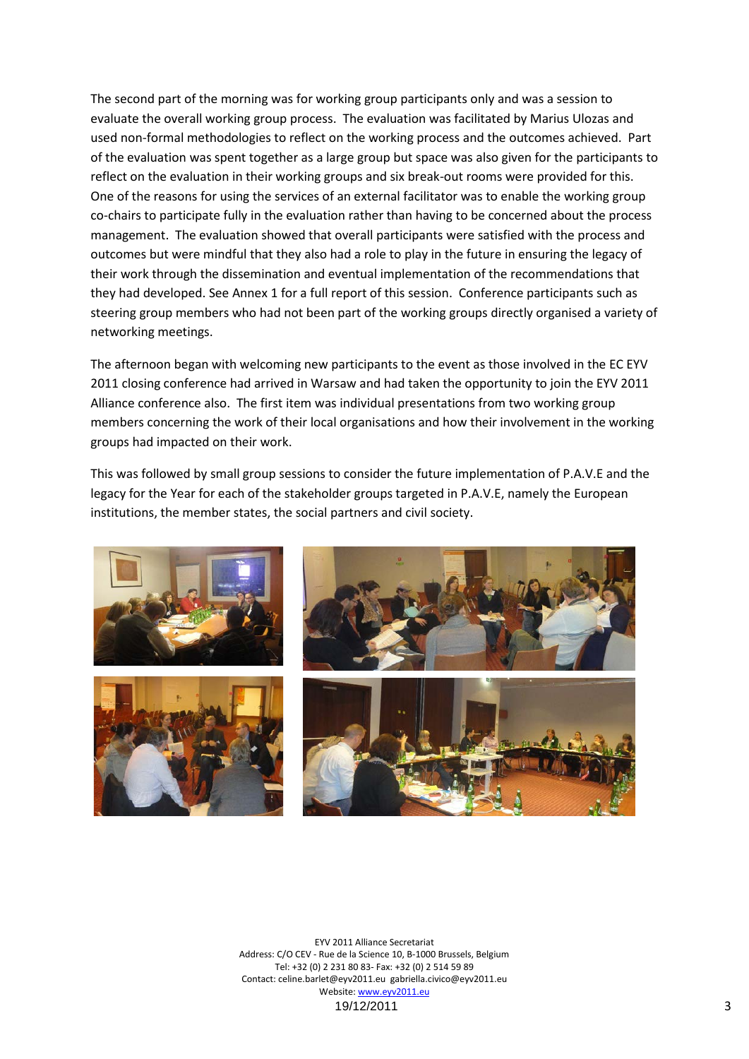The second part of the morning was for working group participants only and was a session to evaluate the overall working group process. The evaluation was facilitated by Marius Ulozas and used non-formal methodologies to reflect on the working process and the outcomes achieved. Part of the evaluation was spent together as a large group but space was also given for the participants to reflect on the evaluation in their working groups and six break-out rooms were provided for this. One of the reasons for using the services of an external facilitator was to enable the working group co-chairs to participate fully in the evaluation rather than having to be concerned about the process management. The evaluation showed that overall participants were satisfied with the process and outcomes but were mindful that they also had a role to play in the future in ensuring the legacy of their work through the dissemination and eventual implementation of the recommendations that they had developed. See Annex 1 for a full report of this session. Conference participants such as steering group members who had not been part of the working groups directly organised a variety of networking meetings.

The afternoon began with welcoming new participants to the event as those involved in the EC EYV 2011 closing conference had arrived in Warsaw and had taken the opportunity to join the EYV 2011 Alliance conference also. The first item was individual presentations from two working group members concerning the work of their local organisations and how their involvement in the working groups had impacted on their work.

This was followed by small group sessions to consider the future implementation of P.A.V.E and the legacy for the Year for each of the stakeholder groups targeted in P.A.V.E, namely the European institutions, the member states, the social partners and civil society.

EYV 2011 Alliance Secretariat
Address: C/O CEV - Rue de la Science 10, B-1000 Brussels, Belgium
Tel: +32 (0) 2 231 80 83- Fax: +32 (0) 2 514 59 89
Contact: celine.barlet@eyv2011.eu gabriella.civico@eyv2011.eu
Website: www.eyv2011.eu
19/12/2011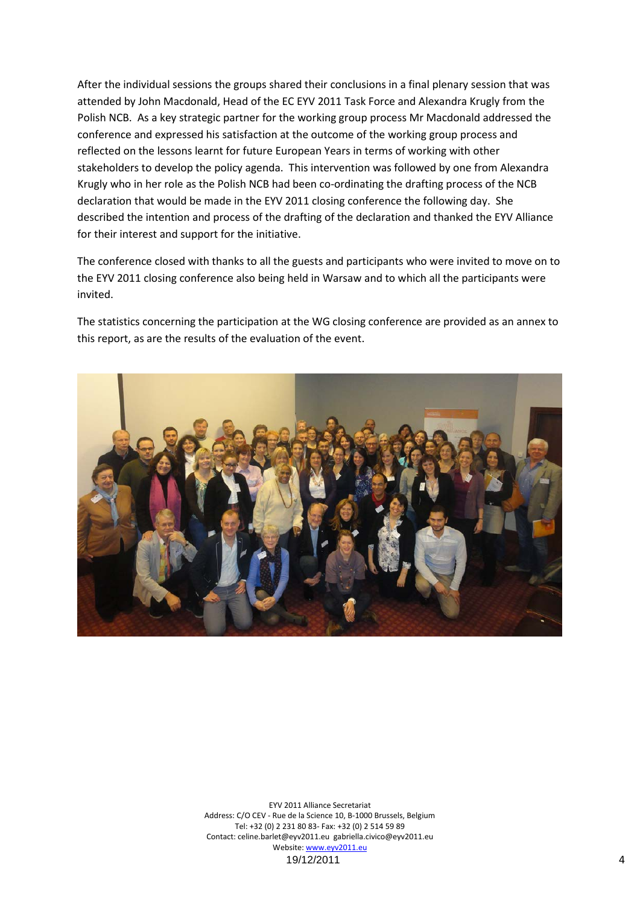After the individual sessions the groups shared their conclusions in a final plenary session that was attended by John Macdonald, Head of the EC EYV 2011 Task Force and Alexandra Krugly from the Polish NCB. As a key strategic partner for the working group process Mr Macdonald addressed the conference and expressed his satisfaction at the outcome of the working group process and reflected on the lessons learnt for future European Years in terms of working with other stakeholders to develop the policy agenda. This intervention was followed by one from Alexandra Krugly who in her role as the Polish NCB had been co-ordinating the drafting process of the NCB declaration that would be made in the EYV 2011 closing conference the following day. She described the intention and process of the drafting of the declaration and thanked the EYV Alliance for their interest and support for the initiative.

The conference closed with thanks to all the guests and participants who were invited to move on to the EYV 2011 closing conference also being held in Warsaw and to which all the participants were invited.

The statistics concerning the participation at the WG closing conference are provided as an annex to this report, as are the results of the evaluation of the event.

EYV 2011 Alliance Secretariat
Address: C/O CEV - Rue de la Science 10, B-1000 Brussels, Belgium
Tel: +32 (0) 2 231 80 83- Fax: +32 (0) 2 514 59 89
Contact: celine.barlet@eyv2011.eu gabriella.civico@eyv2011.eu
Website: www.eyv2011.eu
19/12/2011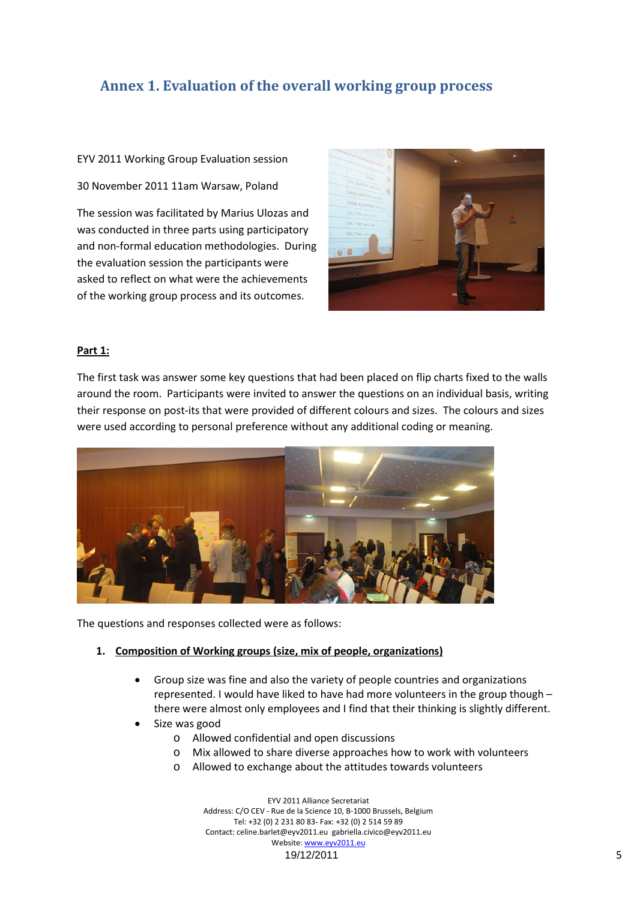## Annex 1. Evaluation of the overall working group process

EYV 2011 Working Group Evaluation session

30 November 2011 11am Warsaw, Poland

The session was facilitated by Marius Ulozas and was conducted in three parts using participatory and non-formal education methodologies. During the evaluation session the participants were asked to reflect on what were the achievements of the working group process and its outcomes.

**Part 1:**

The first task was answer some key questions that had been placed on flip charts fixed to the walls around the room. Participants were invited to answer the questions on an individual basis, writing their response on post-its that were provided of different colours and sizes. The colours and sizes were used according to personal preference without any additional coding or meaning.

The questions and responses collected were as follows:

1. **Composition of Working groups (size, mix of people, organizations)**
    - Group size was fine and also the variety of people countries and organizations represented. I would have liked to have had more volunteers in the group though – there were almost only employees and I find that their thinking is slightly different.
    - Size was good
        - Allowed confidential and open discussions
        - Mix allowed to share diverse approaches how to work with volunteers
        - Allowed to exchange about the attitudes towards volunteers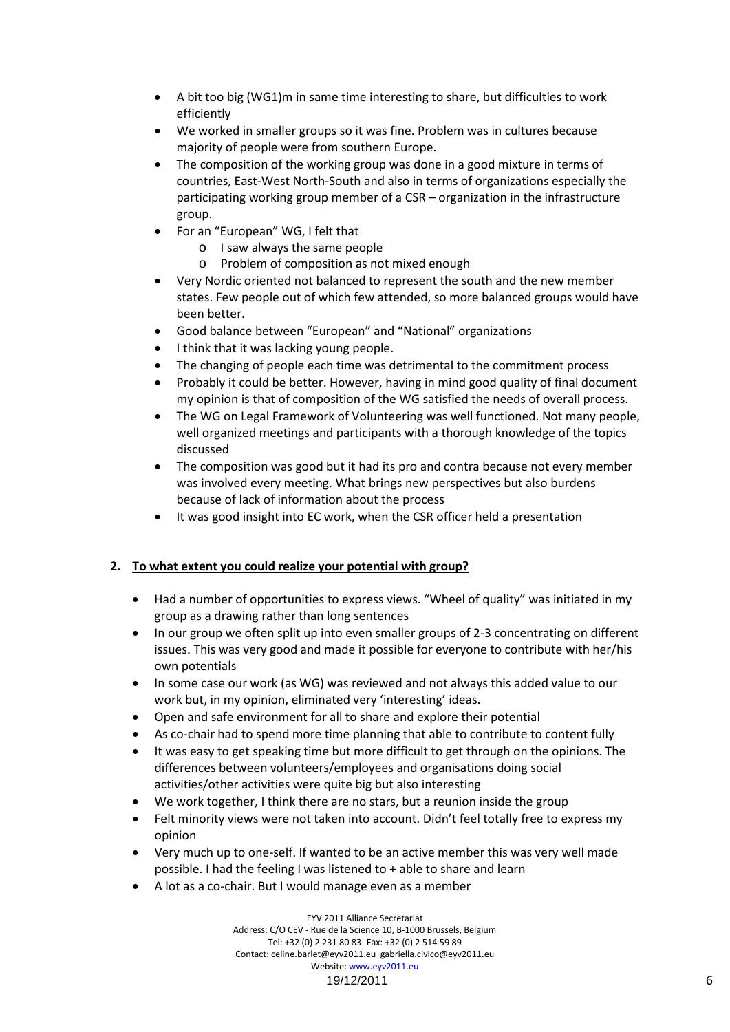- A bit too big (WG1)m in same time interesting to share, but difficulties to work efficiently
- We worked in smaller groups so it was fine. Problem was in cultures because majority of people were from southern Europe.
- The composition of the working group was done in a good mixture in terms of countries, East-West North-South and also in terms of organizations especially the participating working group member of a CSR – organization in the infrastructure group.
- For an "European" WG, I felt that
  - I saw always the same people
  - Problem of composition as not mixed enough
- Very Nordic oriented not balanced to represent the south and the new member states. Few people out of which few attended, so more balanced groups would have been better.
- Good balance between "European" and "National" organizations
- I think that it was lacking young people.
- The changing of people each time was detrimental to the commitment process
- Probably it could be better. However, having in mind good quality of final document my opinion is that of composition of the WG satisfied the needs of overall process.
- The WG on Legal Framework of Volunteering was well functioned. Not many people, well organized meetings and participants with a thorough knowledge of the topics discussed
- The composition was good but it had its pro and contra because not every member was involved every meeting. What brings new perspectives but also burdens because of lack of information about the process
- It was good insight into EC work, when the CSR officer held a presentation

## 2. To what extent you could realize your potential with group?

- Had a number of opportunities to express views. "Wheel of quality" was initiated in my group as a drawing rather than long sentences
- In our group we often split up into even smaller groups of 2-3 concentrating on different issues. This was very good and made it possible for everyone to contribute with her/his own potentials
- In some case our work (as WG) was reviewed and not always this added value to our work but, in my opinion, eliminated very 'interesting' ideas.
- Open and safe environment for all to share and explore their potential
- As co-chair had to spend more time planning that able to contribute to content fully
- It was easy to get speaking time but more difficult to get through on the opinions. The differences between volunteers/employees and organisations doing social activities/other activities were quite big but also interesting
- We work together, I think there are no stars, but a reunion inside the group
- Felt minority views were not taken into account. Didn't feel totally free to express my opinion
- Very much up to one-self. If wanted to be an active member this was very well made possible. I had the feeling I was listened to + able to share and learn
- A lot as a co-chair. But I would manage even as a member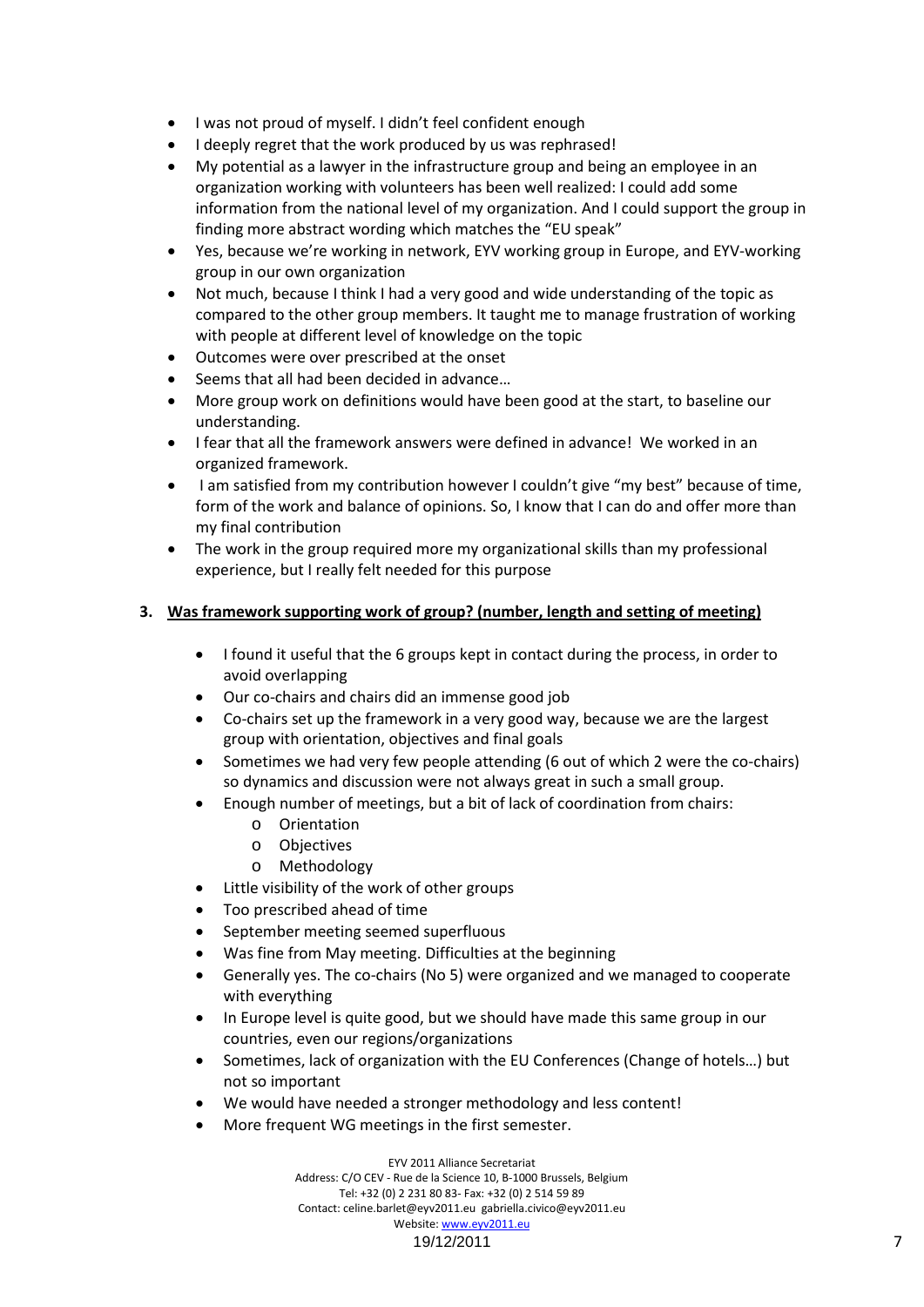- I was not proud of myself. I didn't feel confident enough
- I deeply regret that the work produced by us was rephrased!
- My potential as a lawyer in the infrastructure group and being an employee in an organization working with volunteers has been well realized: I could add some information from the national level of my organization. And I could support the group in finding more abstract wording which matches the "EU speak"
- Yes, because we're working in network, EYV working group in Europe, and EYV-working group in our own organization
- Not much, because I think I had a very good and wide understanding of the topic as compared to the other group members. It taught me to manage frustration of working with people at different level of knowledge on the topic
- Outcomes were over prescribed at the onset
- Seems that all had been decided in advance…
- More group work on definitions would have been good at the start, to baseline our understanding.
- I fear that all the framework answers were defined in advance! We worked in an organized framework.
- I am satisfied from my contribution however I couldn't give "my best" because of time, form of the work and balance of opinions. So, I know that I can do and offer more than my final contribution
- The work in the group required more my organizational skills than my professional experience, but I really felt needed for this purpose

**3. Was framework supporting work of group? (number, length and setting of meeting)**

- I found it useful that the 6 groups kept in contact during the process, in order to avoid overlapping
- Our co-chairs and chairs did an immense good job
- Co-chairs set up the framework in a very good way, because we are the largest group with orientation, objectives and final goals
- Sometimes we had very few people attending (6 out of which 2 were the co-chairs) so dynamics and discussion were not always great in such a small group.
- Enough number of meetings, but a bit of lack of coordination from chairs:
  - Orientation
  - Objectives
  - Methodology
- Little visibility of the work of other groups
- Too prescribed ahead of time
- September meeting seemed superfluous
- Was fine from May meeting. Difficulties at the beginning
- Generally yes. The co-chairs (No 5) were organized and we managed to cooperate with everything
- In Europe level is quite good, but we should have made this same group in our countries, even our regions/organizations
- Sometimes, lack of organization with the EU Conferences (Change of hotels…) but not so important
- We would have needed a stronger methodology and less content!
- More frequent WG meetings in the first semester.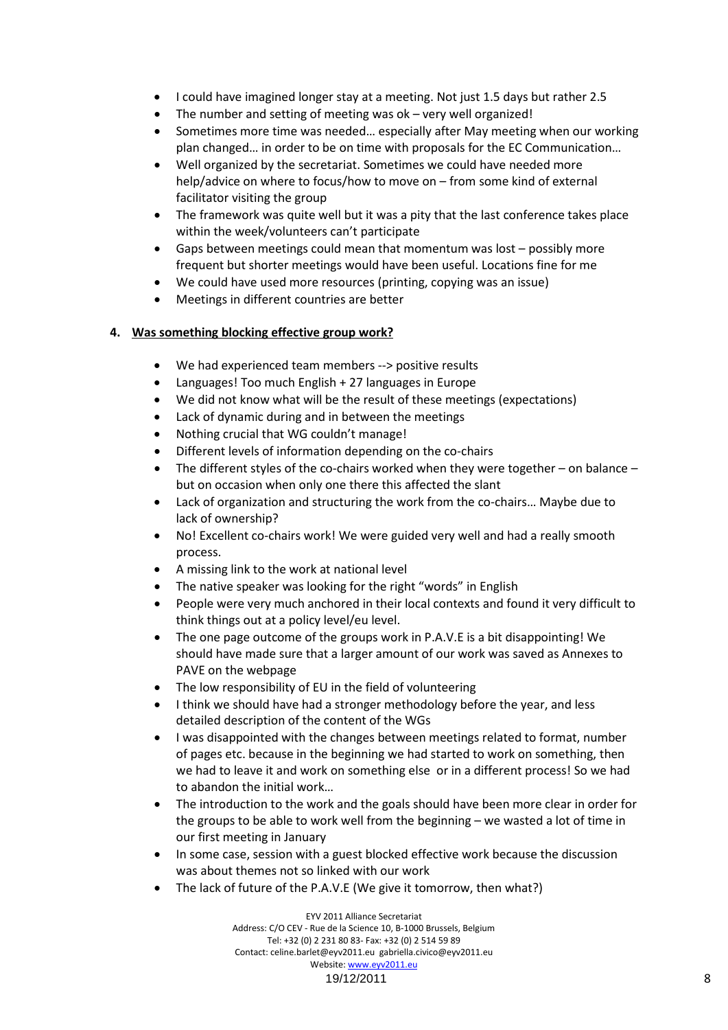- I could have imagined longer stay at a meeting. Not just 1.5 days but rather 2.5
- The number and setting of meeting was ok – very well organized!
- Sometimes more time was needed… especially after May meeting when our working plan changed… in order to be on time with proposals for the EC Communication…
- Well organized by the secretariat. Sometimes we could have needed more help/advice on where to focus/how to move on – from some kind of external facilitator visiting the group
- The framework was quite well but it was a pity that the last conference takes place within the week/volunteers can't participate
- Gaps between meetings could mean that momentum was lost – possibly more frequent but shorter meetings would have been useful. Locations fine for me
- We could have used more resources (printing, copying was an issue)
- Meetings in different countries are better

4. **Was something blocking effective group work?**

- We had experienced team members --> positive results
- Languages! Too much English + 27 languages in Europe
- We did not know what will be the result of these meetings (expectations)
- Lack of dynamic during and in between the meetings
- Nothing crucial that WG couldn't manage!
- Different levels of information depending on the co-chairs
- The different styles of the co-chairs worked when they were together – on balance – but on occasion when only one there this affected the slant
- Lack of organization and structuring the work from the co-chairs… Maybe due to lack of ownership?
- No! Excellent co-chairs work! We were guided very well and had a really smooth process.
- A missing link to the work at national level
- The native speaker was looking for the right "words" in English
- People were very much anchored in their local contexts and found it very difficult to think things out at a policy level/eu level.
- The one page outcome of the groups work in P.A.V.E is a bit disappointing! We should have made sure that a larger amount of our work was saved as Annexes to PAVE on the webpage
- The low responsibility of EU in the field of volunteering
- I think we should have had a stronger methodology before the year, and less detailed description of the content of the WGs
- I was disappointed with the changes between meetings related to format, number of pages etc. because in the beginning we had started to work on something, then we had to leave it and work on something else or in a different process! So we had to abandon the initial work…
- The introduction to the work and the goals should have been more clear in order for the groups to be able to work well from the beginning – we wasted a lot of time in our first meeting in January
- In some case, session with a guest blocked effective work because the discussion was about themes not so linked with our work
- The lack of future of the P.A.V.E (We give it tomorrow, then what?)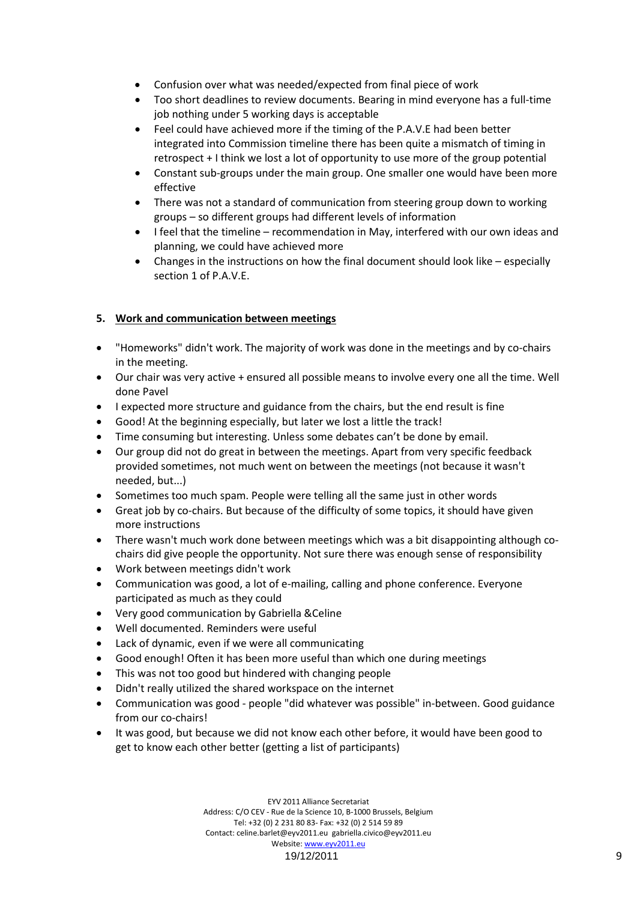- Confusion over what was needed/expected from final piece of work
- Too short deadlines to review documents. Bearing in mind everyone has a full-time job nothing under 5 working days is acceptable
- Feel could have achieved more if the timing of the P.A.V.E had been better integrated into Commission timeline there has been quite a mismatch of timing in retrospect + I think we lost a lot of opportunity to use more of the group potential
- Constant sub-groups under the main group. One smaller one would have been more effective
- There was not a standard of communication from steering group down to working groups – so different groups had different levels of information
- I feel that the timeline – recommendation in May, interfered with our own ideas and planning, we could have achieved more
- Changes in the instructions on how the final document should look like – especially section 1 of P.A.V.E.

**5. Work and communication between meetings**

- "Homeworks" didn't work. The majority of work was done in the meetings and by co-chairs in the meeting.
- Our chair was very active + ensured all possible means to involve every one all the time. Well done Pavel
- I expected more structure and guidance from the chairs, but the end result is fine
- Good! At the beginning especially, but later we lost a little the track!
- Time consuming but interesting. Unless some debates can't be done by email.
- Our group did not do great in between the meetings. Apart from very specific feedback provided sometimes, not much went on between the meetings (not because it wasn't needed, but...)
- Sometimes too much spam. People were telling all the same just in other words
- Great job by co-chairs. But because of the difficulty of some topics, it should have given more instructions
- There wasn't much work done between meetings which was a bit disappointing although co-chairs did give people the opportunity. Not sure there was enough sense of responsibility
- Work between meetings didn't work
- Communication was good, a lot of e-mailing, calling and phone conference. Everyone participated as much as they could
- Very good communication by Gabriella &Celine
- Well documented. Reminders were useful
- Lack of dynamic, even if we were all communicating
- Good enough! Often it has been more useful than which one during meetings
- This was not too good but hindered with changing people
- Didn't really utilized the shared workspace on the internet
- Communication was good - people "did whatever was possible" in-between. Good guidance from our co-chairs!
- It was good, but because we did not know each other before, it would have been good to get to know each other better (getting a list of participants)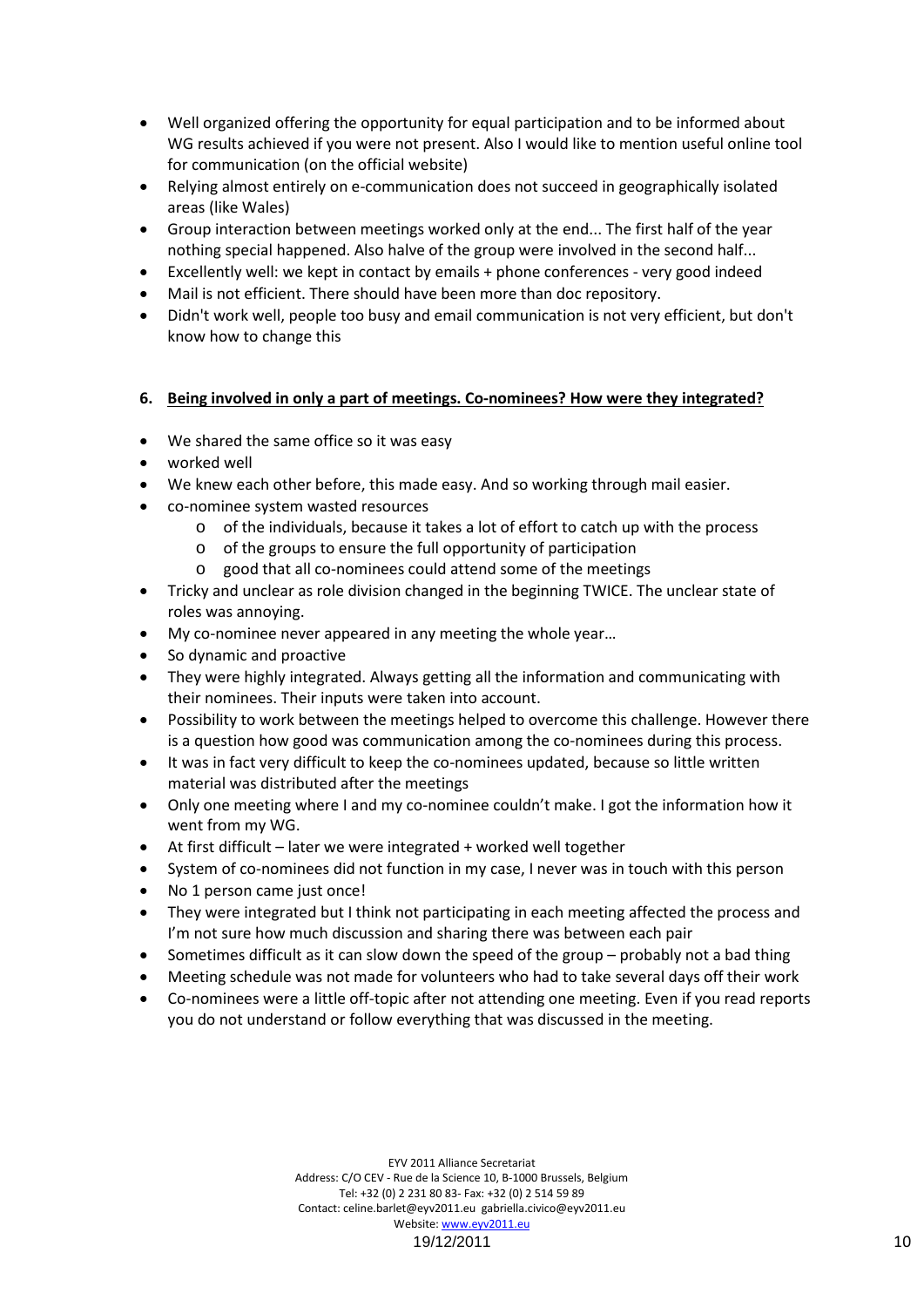- Well organized offering the opportunity for equal participation and to be informed about WG results achieved if you were not present. Also I would like to mention useful online tool for communication (on the official website)
- Relying almost entirely on e-communication does not succeed in geographically isolated areas (like Wales)
- Group interaction between meetings worked only at the end... The first half of the year nothing special happened. Also halve of the group were involved in the second half...
- Excellently well: we kept in contact by emails + phone conferences - very good indeed
- Mail is not efficient. There should have been more than doc repository.
- Didn't work well, people too busy and email communication is not very efficient, but don't know how to change this

### 6. Being involved in only a part of meetings. Co-nominees? How were they integrated?

- We shared the same office so it was easy
- worked well
- We knew each other before, this made easy. And so working through mail easier.
- co-nominee system wasted resources
  - of the individuals, because it takes a lot of effort to catch up with the process
  - of the groups to ensure the full opportunity of participation
  - good that all co-nominees could attend some of the meetings
- Tricky and unclear as role division changed in the beginning TWICE. The unclear state of roles was annoying.
- My co-nominee never appeared in any meeting the whole year…
- So dynamic and proactive
- They were highly integrated. Always getting all the information and communicating with their nominees. Their inputs were taken into account.
- Possibility to work between the meetings helped to overcome this challenge. However there is a question how good was communication among the co-nominees during this process.
- It was in fact very difficult to keep the co-nominees updated, because so little written material was distributed after the meetings
- Only one meeting where I and my co-nominee couldn't make. I got the information how it went from my WG.
- At first difficult – later we were integrated + worked well together
- System of co-nominees did not function in my case, I never was in touch with this person
- No 1 person came just once!
- They were integrated but I think not participating in each meeting affected the process and I'm not sure how much discussion and sharing there was between each pair
- Sometimes difficult as it can slow down the speed of the group – probably not a bad thing
- Meeting schedule was not made for volunteers who had to take several days off their work
- Co-nominees were a little off-topic after not attending one meeting. Even if you read reports you do not understand or follow everything that was discussed in the meeting.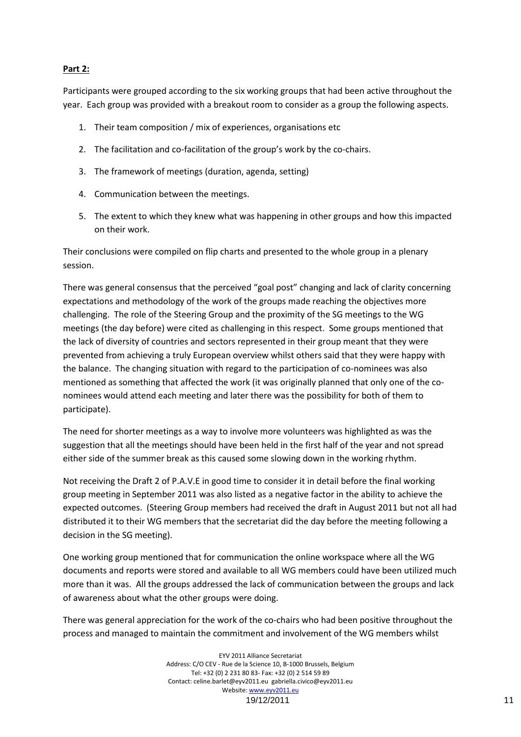**Part 2:**

Participants were grouped according to the six working groups that had been active throughout the year. Each group was provided with a breakout room to consider as a group the following aspects.

1. Their team composition / mix of experiences, organisations etc
2. The facilitation and co-facilitation of the group's work by the co-chairs.
3. The framework of meetings (duration, agenda, setting)
4. Communication between the meetings.
5. The extent to which they knew what was happening in other groups and how this impacted on their work.

Their conclusions were compiled on flip charts and presented to the whole group in a plenary session.

There was general consensus that the perceived "goal post" changing and lack of clarity concerning expectations and methodology of the work of the groups made reaching the objectives more challenging. The role of the Steering Group and the proximity of the SG meetings to the WG meetings (the day before) were cited as challenging in this respect. Some groups mentioned that the lack of diversity of countries and sectors represented in their group meant that they were prevented from achieving a truly European overview whilst others said that they were happy with the balance. The changing situation with regard to the participation of co-nominees was also mentioned as something that affected the work (it was originally planned that only one of the co-nominees would attend each meeting and later there was the possibility for both of them to participate).

The need for shorter meetings as a way to involve more volunteers was highlighted as was the suggestion that all the meetings should have been held in the first half of the year and not spread either side of the summer break as this caused some slowing down in the working rhythm.

Not receiving the Draft 2 of P.A.V.E in good time to consider it in detail before the final working group meeting in September 2011 was also listed as a negative factor in the ability to achieve the expected outcomes. (Steering Group members had received the draft in August 2011 but not all had distributed it to their WG members that the secretariat did the day before the meeting following a decision in the SG meeting).

One working group mentioned that for communication the online workspace where all the WG documents and reports were stored and available to all WG members could have been utilized much more than it was. All the groups addressed the lack of communication between the groups and lack of awareness about what the other groups were doing.

There was general appreciation for the work of the co-chairs who had been positive throughout the process and managed to maintain the commitment and involvement of the WG members whilst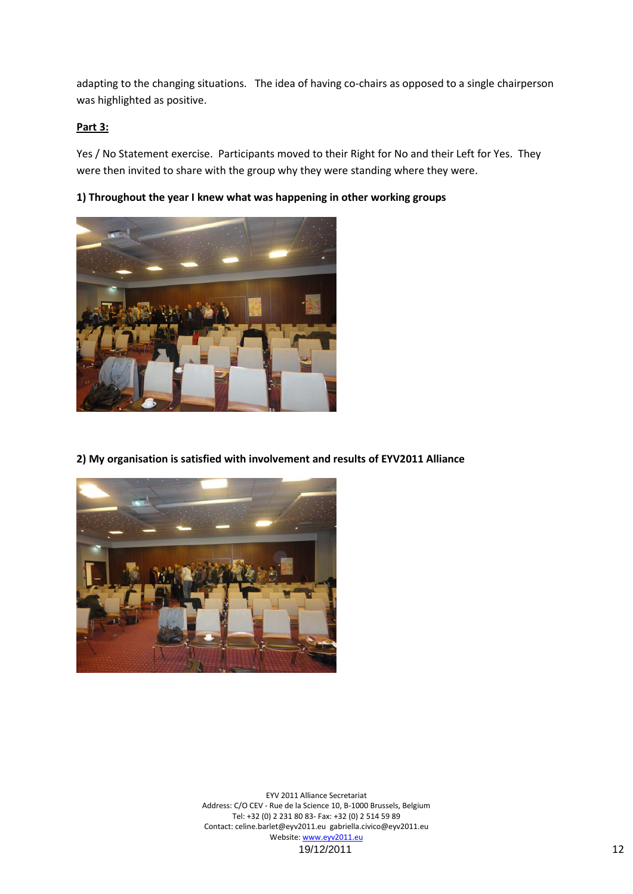adapting to the changing situations. The idea of having co-chairs as opposed to a single chairperson was highlighted as positive.

**Part 3:**

Yes / No Statement exercise. Participants moved to their Right for No and their Left for Yes. They were then invited to share with the group why they were standing where they were.

**1) Throughout the year I knew what was happening in other working groups**

**2) My organisation is satisfied with involvement and results of EYV2011 Alliance**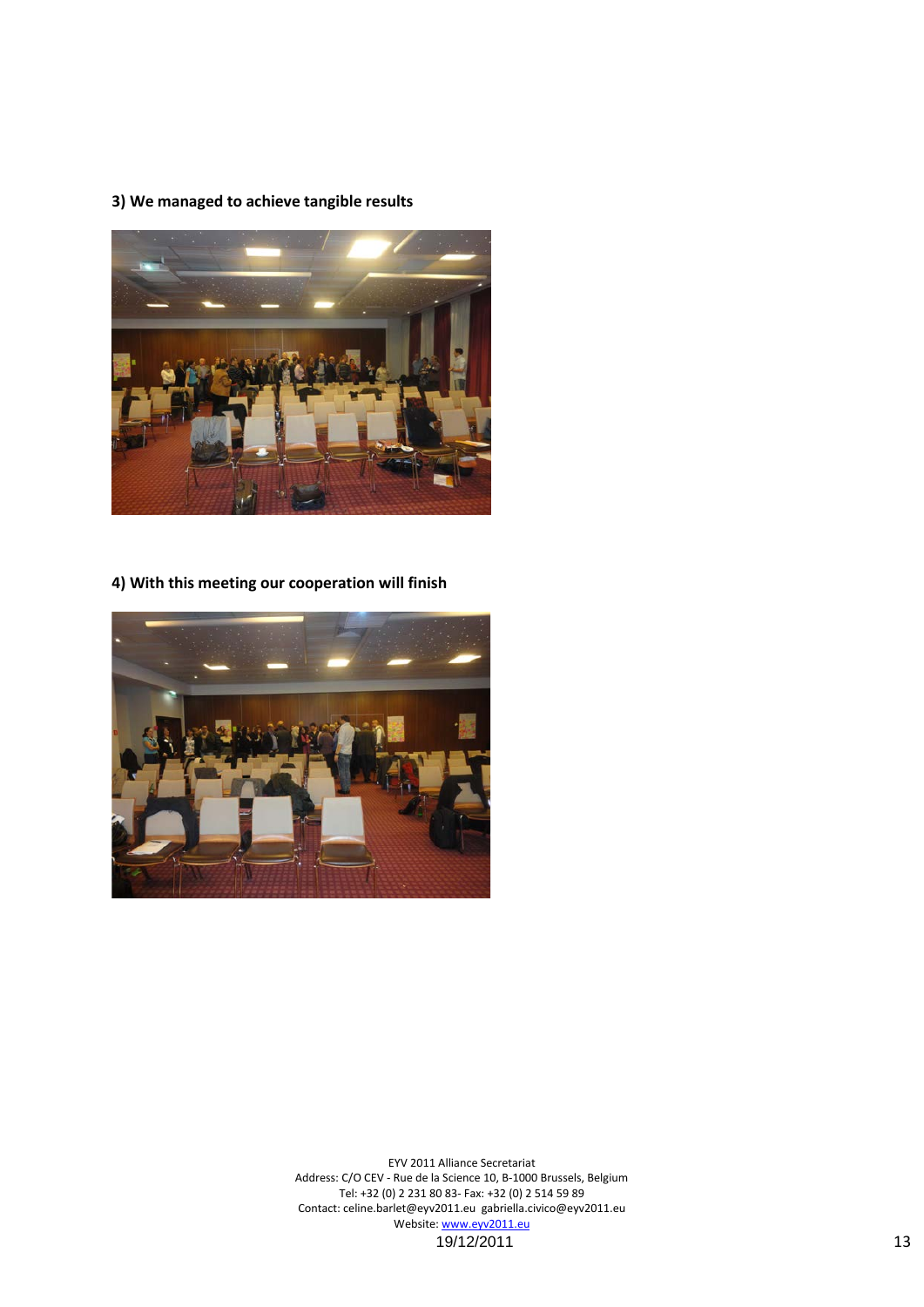**3) We managed to achieve tangible results**

**4) With this meeting our cooperation will finish**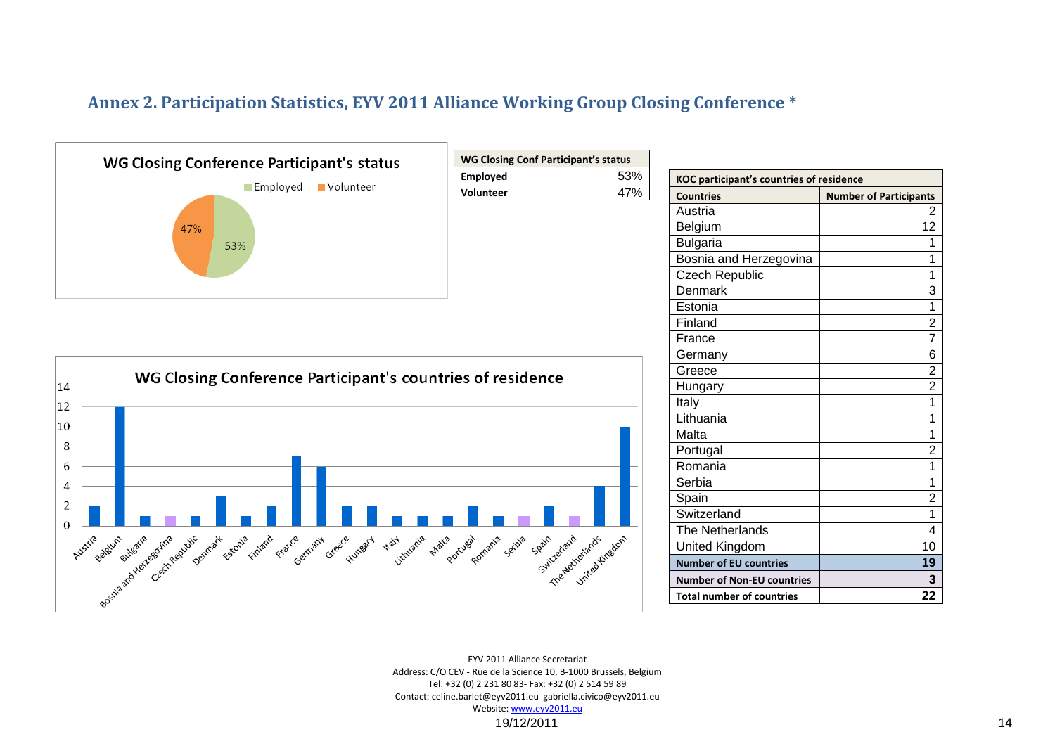## Annex 2. Participation Statistics, EYV 2011 Alliance Working Group Closing Conference *

**WG Closing Conference Participant's status**

Employed 53% | Volunteer 47%

| WG Closing Conf Participant's status | |
|---|---|
| Employed | 53% |
| Volunteer | 47% |

**WG Closing Conference Participant's countries of residence**

| KOC participant's countries of residence | |
|---|---|
| **Countries** | **Number of Participants** |
| Austria | 2 |
| Belgium | 12 |
| Bulgaria | 1 |
| Bosnia and Herzegovina | 1 |
| Czech Republic | 1 |
| Denmark | 3 |
| Estonia | 1 |
| Finland | 2 |
| France | 7 |
| Germany | 6 |
| Greece | 2 |
| Hungary | 2 |
| Italy | 1 |
| Lithuania | 1 |
| Malta | 1 |
| Portugal | 2 |
| Romania | 1 |
| Serbia | 1 |
| Spain | 2 |
| Switzerland | 1 |
| The Netherlands | 4 |
| United Kingdom | 10 |
| **Number of EU countries** | **19** |
| **Number of Non-EU countries** | **3** |
| **Total number of countries** | **22** |

EYV 2011 Alliance Secretariat
Address: C/O CEV - Rue de la Science 10, B-1000 Brussels, Belgium
Tel: +32 (0) 2 231 80 83- Fax: +32 (0) 2 514 59 89
Contact: celine.barlet@eyv2011.eu gabriella.civico@eyv2011.eu
Website: www.eyv2011.eu
19/12/2011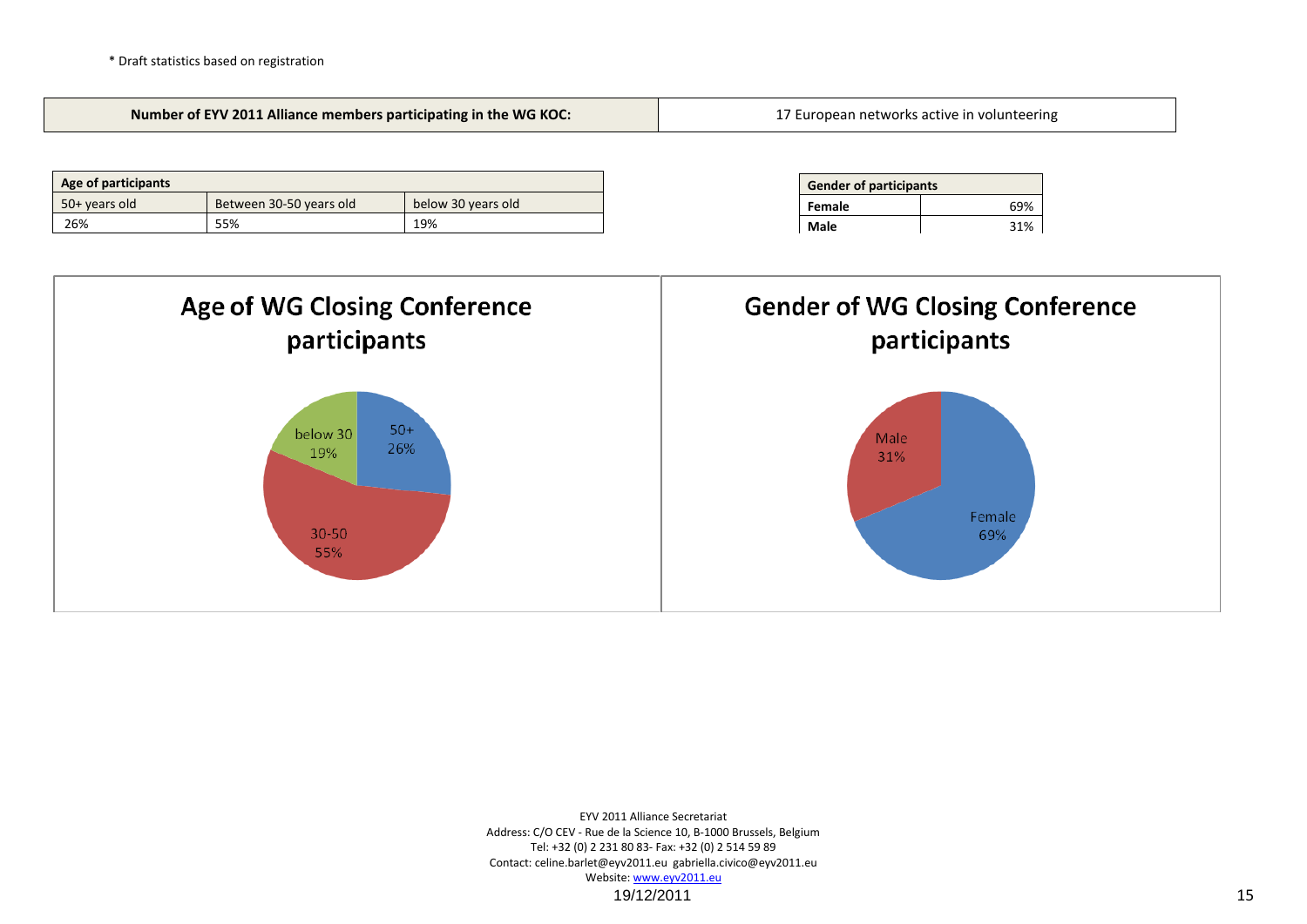* Draft statistics based on registration

| Number of EYV 2011 Alliance members participating in the WG KOC: | 17 European networks active in volunteering |
|---|---|

| Age of participants | | |
|---|---|---|
| 50+ years old | Between 30-50 years old | below 30 years old |
| 26% | 55% | 19% |

| Gender of participants | |
|---|---|
| **Female** | 69% |
| **Male** | 31% |

**Age of WG Closing Conference participants**

- 50+ 26%
- 30-50 55%
- below 30 19%

**Gender of WG Closing Conference participants**

- Female 69%
- Male 31%

EYV 2011 Alliance Secretariat
Address: C/O CEV - Rue de la Science 10, B-1000 Brussels, Belgium
Tel: +32 (0) 2 231 80 83- Fax: +32 (0) 2 514 59 89
Contact: celine.barlet@eyv2011.eu gabriella.civico@eyv2011.eu
Website: www.eyv2011.eu
19/12/2011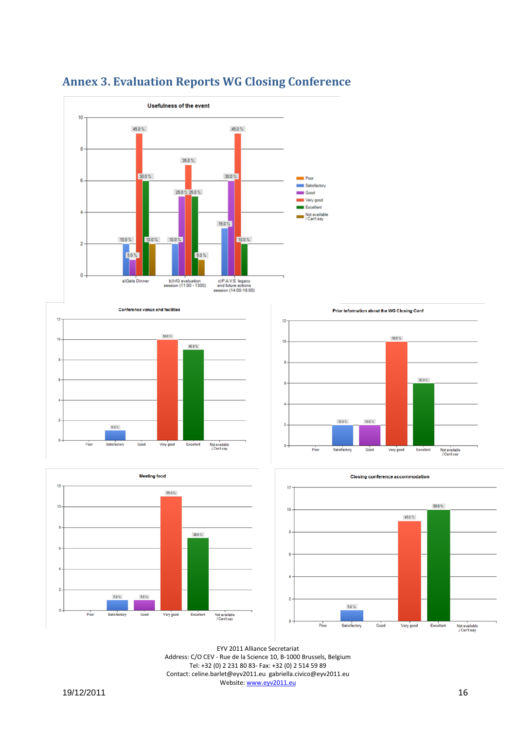## Annex 3. Evaluation Reports WG Closing Conference

Usefulness of the event

10
8
6
4
2
0

45.0 %
35.0 %
45.0 %
30.0 %
30.0 %
25.0 % 25.0 %
15.0 %
10.0 % 10.0 % 10.0 % 10.0 %
5.0 % 5.0 %

a)Gala Dinner
b)WG evaluation session (11:00 - 1300)
c)P.A.V.E legacy and future actions session (14:00-16:00)

Poor
Satisfactory
Good
Very good
Excellent
Not available / Can't say

Conference venue and facilities

12
10
8
6
4
2
0

50.0 %
45.0 %
5.0 %

Poor
Satisfactory
Good
Very good
Excellent
Not available / Can't say

Prior information about the WG Closing Conf

12
10
8
6
4
2
0

50.0 %
30.0 %
10.0 %
10.0 %

Poor
Satisfactory
Good
Very good
Excellent
Not available / Can't say

Meeting food

12
10
8
6
4
2
0

55.0 %
35.0 %
5.0 %
5.0 %

Poor
Satisfactory
Good
Very good
Excellent
Not available / Can't say

Closing conference accommodation

12
10
8
6
4
2
0

50.0 %
45.0 %
5.0 %

Poor
Satisfactory
Good
Very good
Excellent
Not available / Can't say

EYV 2011 Alliance Secretariat
Address: C/O CEV - Rue de la Science 10, B-1000 Brussels, Belgium
Tel: +32 (0) 2 231 80 83- Fax: +32 (0) 2 514 59 89
Contact: celine.barlet@eyv2011.eu gabriella.civico@eyv2011.eu
Website: www.eyv2011.eu

19/12/2011